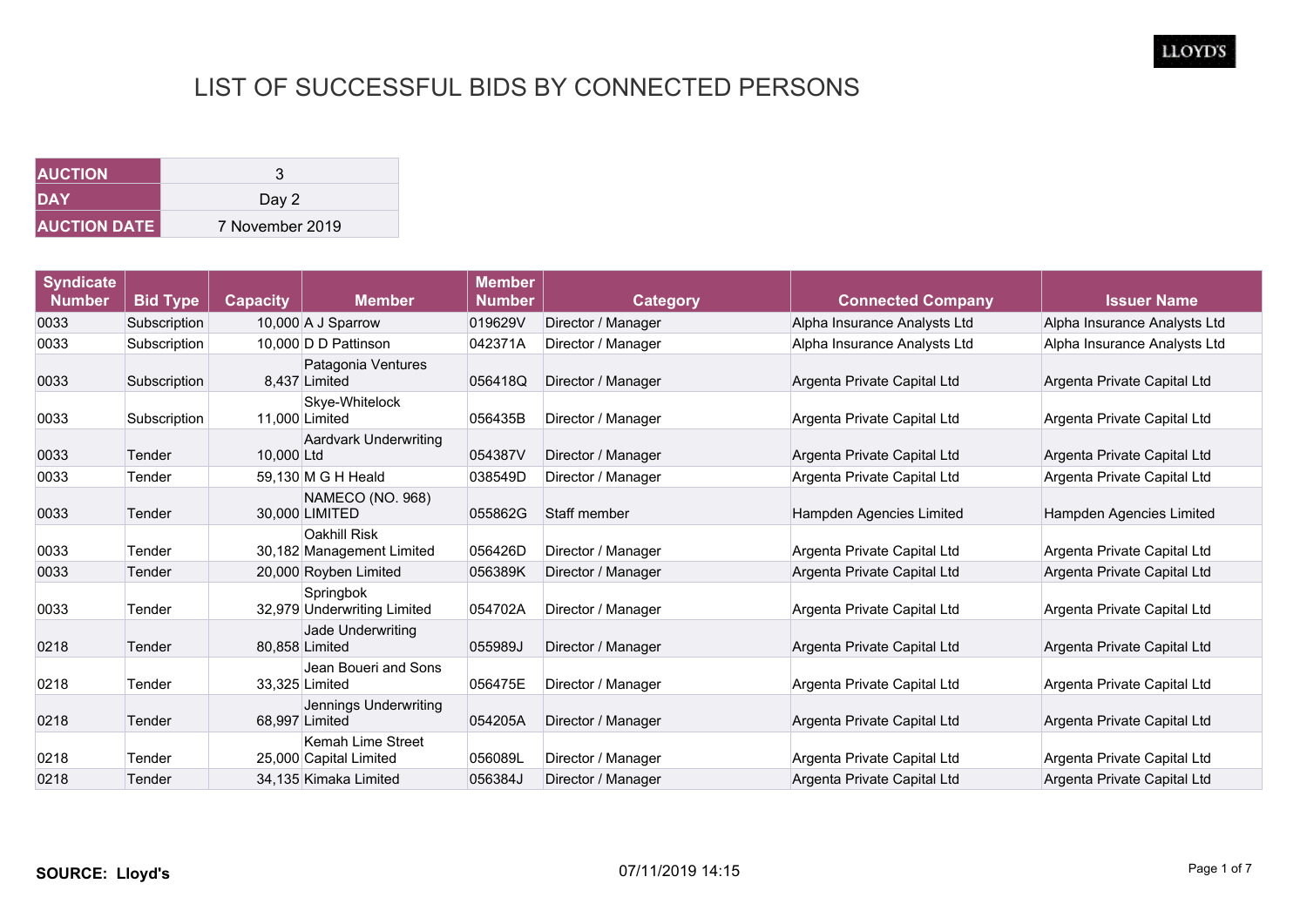# LIST OF SUCCESSFUL BIDS BY CONNECTED PERSONS

| AUCTION | 3 |
|---|---|
| DAY | Day 2 |
| AUCTION DATE | 7 November 2019 |

| Syndicate Number | Bid Type | Capacity | Member | Member Number | Category | Connected Company | Issuer Name |
|---|---|---|---|---|---|---|---|
| 0033 | Subscription | 10,000 | A J Sparrow | 019629V | Director / Manager | Alpha Insurance Analysts Ltd | Alpha Insurance Analysts Ltd |
| 0033 | Subscription | 10,000 | D D Pattinson | 042371A | Director / Manager | Alpha Insurance Analysts Ltd | Alpha Insurance Analysts Ltd |
| 0033 | Subscription | 8,437 | Patagonia Ventures Limited | 056418Q | Director / Manager | Argenta Private Capital Ltd | Argenta Private Capital Ltd |
| 0033 | Subscription | 11,000 | Skye-Whitelock Limited | 056435B | Director / Manager | Argenta Private Capital Ltd | Argenta Private Capital Ltd |
| 0033 | Tender | 10,000 | Aardvark Underwriting Ltd | 054387V | Director / Manager | Argenta Private Capital Ltd | Argenta Private Capital Ltd |
| 0033 | Tender | 59,130 | M G H Heald | 038549D | Director / Manager | Argenta Private Capital Ltd | Argenta Private Capital Ltd |
| 0033 | Tender | 30,000 | NAMECO (NO. 968) LIMITED | 055862G | Staff member | Hampden Agencies Limited | Hampden Agencies Limited |
| 0033 | Tender | 30,182 | Oakhill Risk Management Limited | 056426D | Director / Manager | Argenta Private Capital Ltd | Argenta Private Capital Ltd |
| 0033 | Tender | 20,000 | Royben Limited | 056389K | Director / Manager | Argenta Private Capital Ltd | Argenta Private Capital Ltd |
| 0033 | Tender | 32,979 | Springbok Underwriting Limited | 054702A | Director / Manager | Argenta Private Capital Ltd | Argenta Private Capital Ltd |
| 0218 | Tender | 80,858 | Jade Underwriting Limited | 055989J | Director / Manager | Argenta Private Capital Ltd | Argenta Private Capital Ltd |
| 0218 | Tender | 33,325 | Jean Boueri and Sons Limited | 056475E | Director / Manager | Argenta Private Capital Ltd | Argenta Private Capital Ltd |
| 0218 | Tender | 68,997 | Jennings Underwriting Limited | 054205A | Director / Manager | Argenta Private Capital Ltd | Argenta Private Capital Ltd |
| 0218 | Tender | 25,000 | Kemah Lime Street Capital Limited | 056089L | Director / Manager | Argenta Private Capital Ltd | Argenta Private Capital Ltd |
| 0218 | Tender | 34,135 | Kimaka Limited | 056384J | Director / Manager | Argenta Private Capital Ltd | Argenta Private Capital Ltd |

**SOURCE: Lloyd's** 07/11/2019 14:15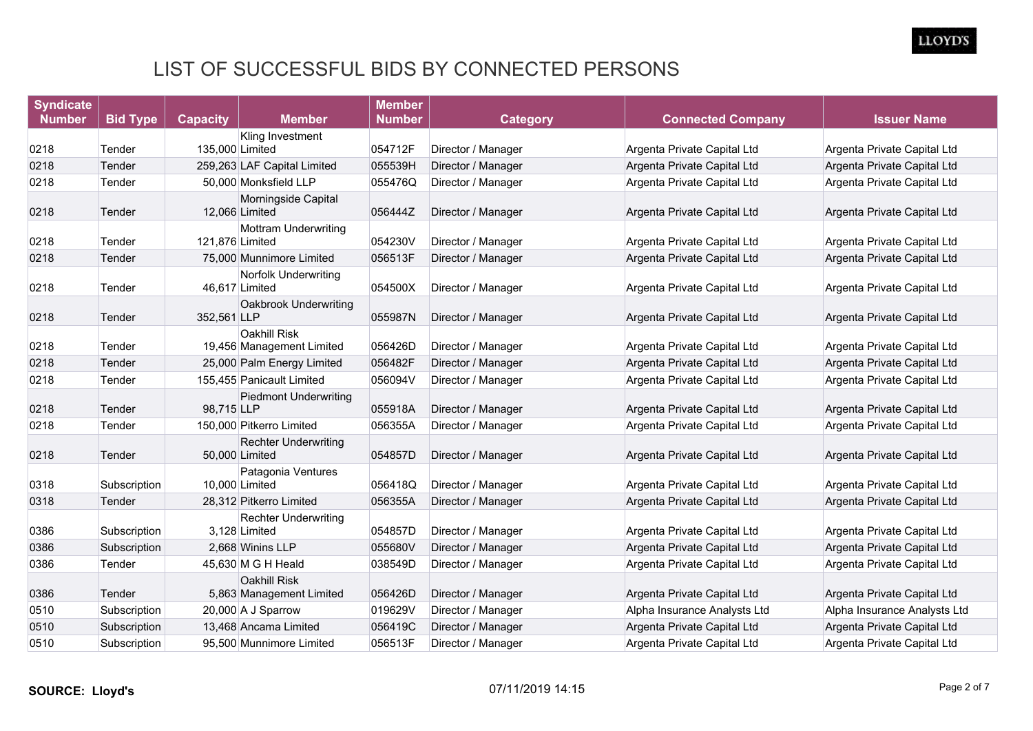# LIST OF SUCCESSFUL BIDS BY CONNECTED PERSONS

| Syndicate Number | Bid Type | Capacity | Member | Member Number | Category | Connected Company | Issuer Name |
|---|---|---|---|---|---|---|---|
| 0218 | Tender | 135,000 | Kling Investment Limited | 054712F | Director / Manager | Argenta Private Capital Ltd | Argenta Private Capital Ltd |
| 0218 | Tender | 259,263 | LAF Capital Limited | 055539H | Director / Manager | Argenta Private Capital Ltd | Argenta Private Capital Ltd |
| 0218 | Tender | 50,000 | Monksfield LLP | 055476Q | Director / Manager | Argenta Private Capital Ltd | Argenta Private Capital Ltd |
| 0218 | Tender | 12,066 | Morningside Capital Limited | 056444Z | Director / Manager | Argenta Private Capital Ltd | Argenta Private Capital Ltd |
| 0218 | Tender | 121,876 | Mottram Underwriting Limited | 054230V | Director / Manager | Argenta Private Capital Ltd | Argenta Private Capital Ltd |
| 0218 | Tender | 75,000 | Munnimore Limited | 056513F | Director / Manager | Argenta Private Capital Ltd | Argenta Private Capital Ltd |
| 0218 | Tender | 46,617 | Norfolk Underwriting Limited | 054500X | Director / Manager | Argenta Private Capital Ltd | Argenta Private Capital Ltd |
| 0218 | Tender | 352,561 | Oakbrook Underwriting LLP | 055987N | Director / Manager | Argenta Private Capital Ltd | Argenta Private Capital Ltd |
| 0218 | Tender | 19,456 | Oakhill Risk Management Limited | 056426D | Director / Manager | Argenta Private Capital Ltd | Argenta Private Capital Ltd |
| 0218 | Tender | 25,000 | Palm Energy Limited | 056482F | Director / Manager | Argenta Private Capital Ltd | Argenta Private Capital Ltd |
| 0218 | Tender | 155,455 | Panicault Limited | 056094V | Director / Manager | Argenta Private Capital Ltd | Argenta Private Capital Ltd |
| 0218 | Tender | 98,715 | Piedmont Underwriting LLP | 055918A | Director / Manager | Argenta Private Capital Ltd | Argenta Private Capital Ltd |
| 0218 | Tender | 150,000 | Pitkerro Limited | 056355A | Director / Manager | Argenta Private Capital Ltd | Argenta Private Capital Ltd |
| 0218 | Tender | 50,000 | Rechter Underwriting Limited | 054857D | Director / Manager | Argenta Private Capital Ltd | Argenta Private Capital Ltd |
| 0318 | Subscription | 10,000 | Patagonia Ventures Limited | 056418Q | Director / Manager | Argenta Private Capital Ltd | Argenta Private Capital Ltd |
| 0318 | Tender | 28,312 | Pitkerro Limited | 056355A | Director / Manager | Argenta Private Capital Ltd | Argenta Private Capital Ltd |
| 0386 | Subscription | 3,128 | Rechter Underwriting Limited | 054857D | Director / Manager | Argenta Private Capital Ltd | Argenta Private Capital Ltd |
| 0386 | Subscription | 2,668 | Winins LLP | 055680V | Director / Manager | Argenta Private Capital Ltd | Argenta Private Capital Ltd |
| 0386 | Tender | 45,630 | M G H Heald | 038549D | Director / Manager | Argenta Private Capital Ltd | Argenta Private Capital Ltd |
| 0386 | Tender | 5,863 | Oakhill Risk Management Limited | 056426D | Director / Manager | Argenta Private Capital Ltd | Argenta Private Capital Ltd |
| 0510 | Subscription | 20,000 | A J Sparrow | 019629V | Director / Manager | Alpha Insurance Analysts Ltd | Alpha Insurance Analysts Ltd |
| 0510 | Subscription | 13,468 | Ancama Limited | 056419C | Director / Manager | Argenta Private Capital Ltd | Argenta Private Capital Ltd |
| 0510 | Subscription | 95,500 | Munnimore Limited | 056513F | Director / Manager | Argenta Private Capital Ltd | Argenta Private Capital Ltd |

**SOURCE: Lloyd's** 07/11/2019 14:15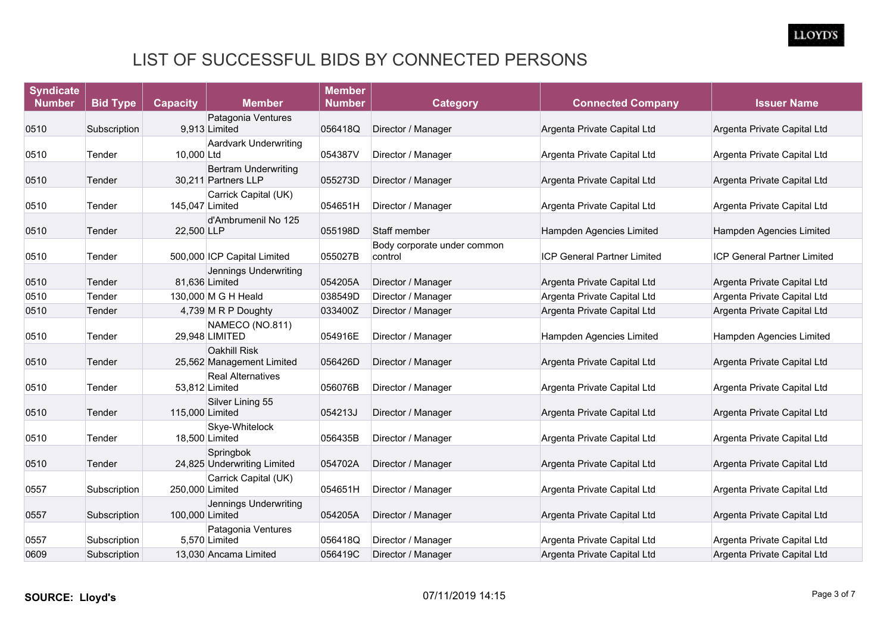# LIST OF SUCCESSFUL BIDS BY CONNECTED PERSONS

| Syndicate Number | Bid Type | Capacity | Member | Member Number | Category | Connected Company | Issuer Name |
|---|---|---|---|---|---|---|---|
| 0510 | Subscription | 9,913 | Patagonia Ventures Limited | 056418Q | Director / Manager | Argenta Private Capital Ltd | Argenta Private Capital Ltd |
| 0510 | Tender | 10,000 | Aardvark Underwriting Ltd | 054387V | Director / Manager | Argenta Private Capital Ltd | Argenta Private Capital Ltd |
| 0510 | Tender | 30,211 | Bertram Underwriting Partners LLP | 055273D | Director / Manager | Argenta Private Capital Ltd | Argenta Private Capital Ltd |
| 0510 | Tender | 145,047 | Carrick Capital (UK) Limited | 054651H | Director / Manager | Argenta Private Capital Ltd | Argenta Private Capital Ltd |
| 0510 | Tender | 22,500 | d'Ambrumenil No 125 LLP | 055198D | Staff member | Hampden Agencies Limited | Hampden Agencies Limited |
| 0510 | Tender | 500,000 | ICP Capital Limited | 055027B | Body corporate under common control | ICP General Partner Limited | ICP General Partner Limited |
| 0510 | Tender | 81,636 | Jennings Underwriting Limited | 054205A | Director / Manager | Argenta Private Capital Ltd | Argenta Private Capital Ltd |
| 0510 | Tender | 130,000 | M G H Heald | 038549D | Director / Manager | Argenta Private Capital Ltd | Argenta Private Capital Ltd |
| 0510 | Tender | 4,739 | M R P Doughty | 033400Z | Director / Manager | Argenta Private Capital Ltd | Argenta Private Capital Ltd |
| 0510 | Tender | 29,948 | NAMECO (NO.811) LIMITED | 054916E | Director / Manager | Hampden Agencies Limited | Hampden Agencies Limited |
| 0510 | Tender | 25,562 | Oakhill Risk Management Limited | 056426D | Director / Manager | Argenta Private Capital Ltd | Argenta Private Capital Ltd |
| 0510 | Tender | 53,812 | Real Alternatives Limited | 056076B | Director / Manager | Argenta Private Capital Ltd | Argenta Private Capital Ltd |
| 0510 | Tender | 115,000 | Silver Lining 55 Limited | 054213J | Director / Manager | Argenta Private Capital Ltd | Argenta Private Capital Ltd |
| 0510 | Tender | 18,500 | Skye-Whitelock Limited | 056435B | Director / Manager | Argenta Private Capital Ltd | Argenta Private Capital Ltd |
| 0510 | Tender | 24,825 | Springbok Underwriting Limited | 054702A | Director / Manager | Argenta Private Capital Ltd | Argenta Private Capital Ltd |
| 0557 | Subscription | 250,000 | Carrick Capital (UK) Limited | 054651H | Director / Manager | Argenta Private Capital Ltd | Argenta Private Capital Ltd |
| 0557 | Subscription | 100,000 | Jennings Underwriting Limited | 054205A | Director / Manager | Argenta Private Capital Ltd | Argenta Private Capital Ltd |
| 0557 | Subscription | 5,570 | Patagonia Ventures Limited | 056418Q | Director / Manager | Argenta Private Capital Ltd | Argenta Private Capital Ltd |
| 0609 | Subscription | 13,030 | Ancama Limited | 056419C | Director / Manager | Argenta Private Capital Ltd | Argenta Private Capital Ltd |

**SOURCE: Lloyd's** 07/11/2019 14:15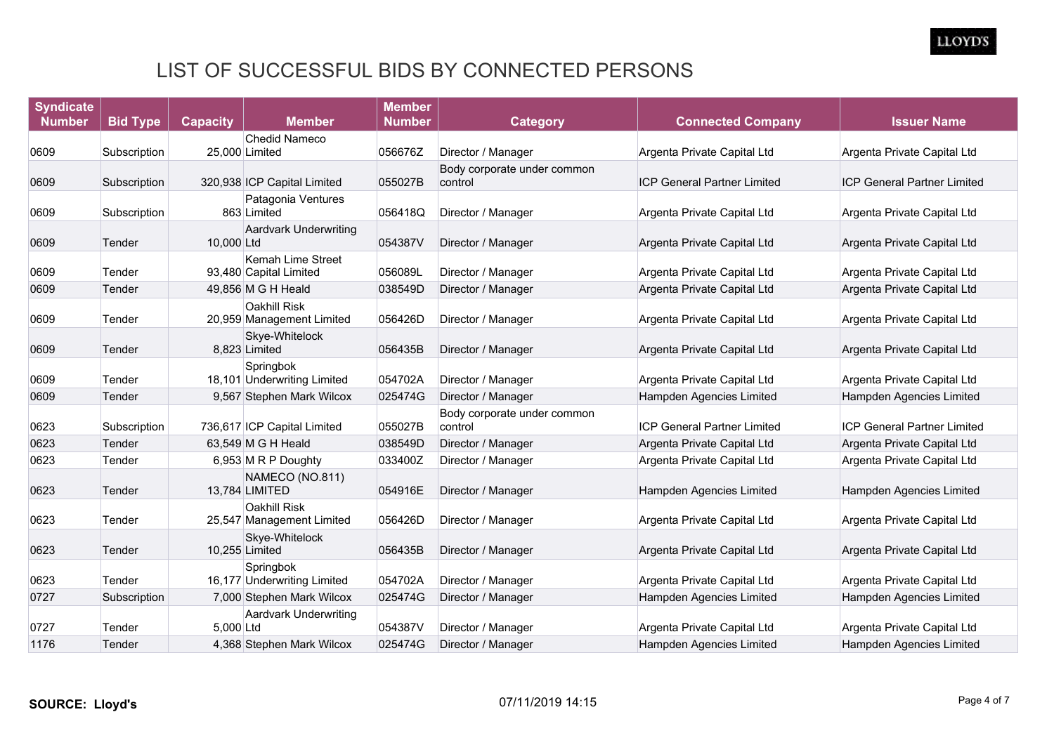# LIST OF SUCCESSFUL BIDS BY CONNECTED PERSONS

| Syndicate Number | Bid Type | Capacity | Member | Member Number | Category | Connected Company | Issuer Name |
|---|---|---|---|---|---|---|---|
| 0609 | Subscription | 25,000 | Chedid Nameco Limited | 056676Z | Director / Manager | Argenta Private Capital Ltd | Argenta Private Capital Ltd |
| 0609 | Subscription | 320,938 | ICP Capital Limited | 055027B | Body corporate under common control | ICP General Partner Limited | ICP General Partner Limited |
| 0609 | Subscription | 863 | Patagonia Ventures Limited | 056418Q | Director / Manager | Argenta Private Capital Ltd | Argenta Private Capital Ltd |
| 0609 | Tender | 10,000 | Aardvark Underwriting Ltd | 054387V | Director / Manager | Argenta Private Capital Ltd | Argenta Private Capital Ltd |
| 0609 | Tender | 93,480 | Kemah Lime Street Capital Limited | 056089L | Director / Manager | Argenta Private Capital Ltd | Argenta Private Capital Ltd |
| 0609 | Tender | 49,856 | M G H Heald | 038549D | Director / Manager | Argenta Private Capital Ltd | Argenta Private Capital Ltd |
| 0609 | Tender | 20,959 | Oakhill Risk Management Limited | 056426D | Director / Manager | Argenta Private Capital Ltd | Argenta Private Capital Ltd |
| 0609 | Tender | 8,823 | Skye-Whitelock Limited | 056435B | Director / Manager | Argenta Private Capital Ltd | Argenta Private Capital Ltd |
| 0609 | Tender | 18,101 | Springbok Underwriting Limited | 054702A | Director / Manager | Argenta Private Capital Ltd | Argenta Private Capital Ltd |
| 0609 | Tender | 9,567 | Stephen Mark Wilcox | 025474G | Director / Manager | Hampden Agencies Limited | Hampden Agencies Limited |
| 0623 | Subscription | 736,617 | ICP Capital Limited | 055027B | Body corporate under common control | ICP General Partner Limited | ICP General Partner Limited |
| 0623 | Tender | 63,549 | M G H Heald | 038549D | Director / Manager | Argenta Private Capital Ltd | Argenta Private Capital Ltd |
| 0623 | Tender | 6,953 | M R P Doughty | 033400Z | Director / Manager | Argenta Private Capital Ltd | Argenta Private Capital Ltd |
| 0623 | Tender | 13,784 | NAMECO (NO.811) LIMITED | 054916E | Director / Manager | Hampden Agencies Limited | Hampden Agencies Limited |
| 0623 | Tender | 25,547 | Oakhill Risk Management Limited | 056426D | Director / Manager | Argenta Private Capital Ltd | Argenta Private Capital Ltd |
| 0623 | Tender | 10,255 | Skye-Whitelock Limited | 056435B | Director / Manager | Argenta Private Capital Ltd | Argenta Private Capital Ltd |
| 0623 | Tender | 16,177 | Springbok Underwriting Limited | 054702A | Director / Manager | Argenta Private Capital Ltd | Argenta Private Capital Ltd |
| 0727 | Subscription | 7,000 | Stephen Mark Wilcox | 025474G | Director / Manager | Hampden Agencies Limited | Hampden Agencies Limited |
| 0727 | Tender | 5,000 | Aardvark Underwriting Ltd | 054387V | Director / Manager | Argenta Private Capital Ltd | Argenta Private Capital Ltd |
| 1176 | Tender | 4,368 | Stephen Mark Wilcox | 025474G | Director / Manager | Hampden Agencies Limited | Hampden Agencies Limited |

**SOURCE: Lloyd's** 07/11/2019 14:15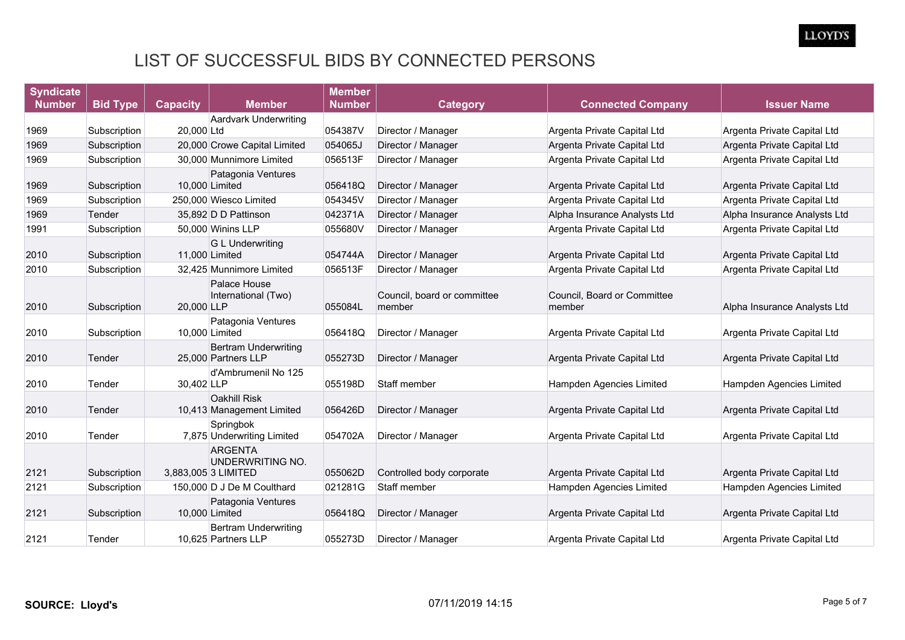# LIST OF SUCCESSFUL BIDS BY CONNECTED PERSONS

| Syndicate Number | Bid Type | Capacity | Member | Member Number | Category | Connected Company | Issuer Name |
|---|---|---|---|---|---|---|---|
| 1969 | Subscription | 20,000 | Aardvark Underwriting Ltd | 054387V | Director / Manager | Argenta Private Capital Ltd | Argenta Private Capital Ltd |
| 1969 | Subscription | 20,000 | Crowe Capital Limited | 054065J | Director / Manager | Argenta Private Capital Ltd | Argenta Private Capital Ltd |
| 1969 | Subscription | 30,000 | Munnimore Limited | 056513F | Director / Manager | Argenta Private Capital Ltd | Argenta Private Capital Ltd |
| 1969 | Subscription | 10,000 | Patagonia Ventures Limited | 056418Q | Director / Manager | Argenta Private Capital Ltd | Argenta Private Capital Ltd |
| 1969 | Subscription | 250,000 | Wiesco Limited | 054345V | Director / Manager | Argenta Private Capital Ltd | Argenta Private Capital Ltd |
| 1969 | Tender | 35,892 | D D Pattinson | 042371A | Director / Manager | Alpha Insurance Analysts Ltd | Alpha Insurance Analysts Ltd |
| 1991 | Subscription | 50,000 | Winins LLP | 055680V | Director / Manager | Argenta Private Capital Ltd | Argenta Private Capital Ltd |
| 2010 | Subscription | 11,000 | G L Underwriting Limited | 054744A | Director / Manager | Argenta Private Capital Ltd | Argenta Private Capital Ltd |
| 2010 | Subscription | 32,425 | Munnimore Limited | 056513F | Director / Manager | Argenta Private Capital Ltd | Argenta Private Capital Ltd |
| 2010 | Subscription | 20,000 | Palace House International (Two) LLP | 055084L | Council, board or committee member | Council, Board or Committee member | Alpha Insurance Analysts Ltd |
| 2010 | Subscription | 10,000 | Patagonia Ventures Limited | 056418Q | Director / Manager | Argenta Private Capital Ltd | Argenta Private Capital Ltd |
| 2010 | Tender | 25,000 | Bertram Underwriting Partners LLP | 055273D | Director / Manager | Argenta Private Capital Ltd | Argenta Private Capital Ltd |
| 2010 | Tender | 30,402 | d'Ambrumenil No 125 LLP | 055198D | Staff member | Hampden Agencies Limited | Hampden Agencies Limited |
| 2010 | Tender | 10,413 | Oakhill Risk Management Limited | 056426D | Director / Manager | Argenta Private Capital Ltd | Argenta Private Capital Ltd |
| 2010 | Tender | 7,875 | Springbok Underwriting Limited | 054702A | Director / Manager | Argenta Private Capital Ltd | Argenta Private Capital Ltd |
| 2121 | Subscription | 3,883,005 | ARGENTA UNDERWRITING NO. 3 LIMITED | 055062D | Controlled body corporate | Argenta Private Capital Ltd | Argenta Private Capital Ltd |
| 2121 | Subscription | 150,000 | D J De M Coulthard | 021281G | Staff member | Hampden Agencies Limited | Hampden Agencies Limited |
| 2121 | Subscription | 10,000 | Patagonia Ventures Limited | 056418Q | Director / Manager | Argenta Private Capital Ltd | Argenta Private Capital Ltd |
| 2121 | Tender | 10,625 | Bertram Underwriting Partners LLP | 055273D | Director / Manager | Argenta Private Capital Ltd | Argenta Private Capital Ltd |

**SOURCE: Lloyd's** 07/11/2019 14:15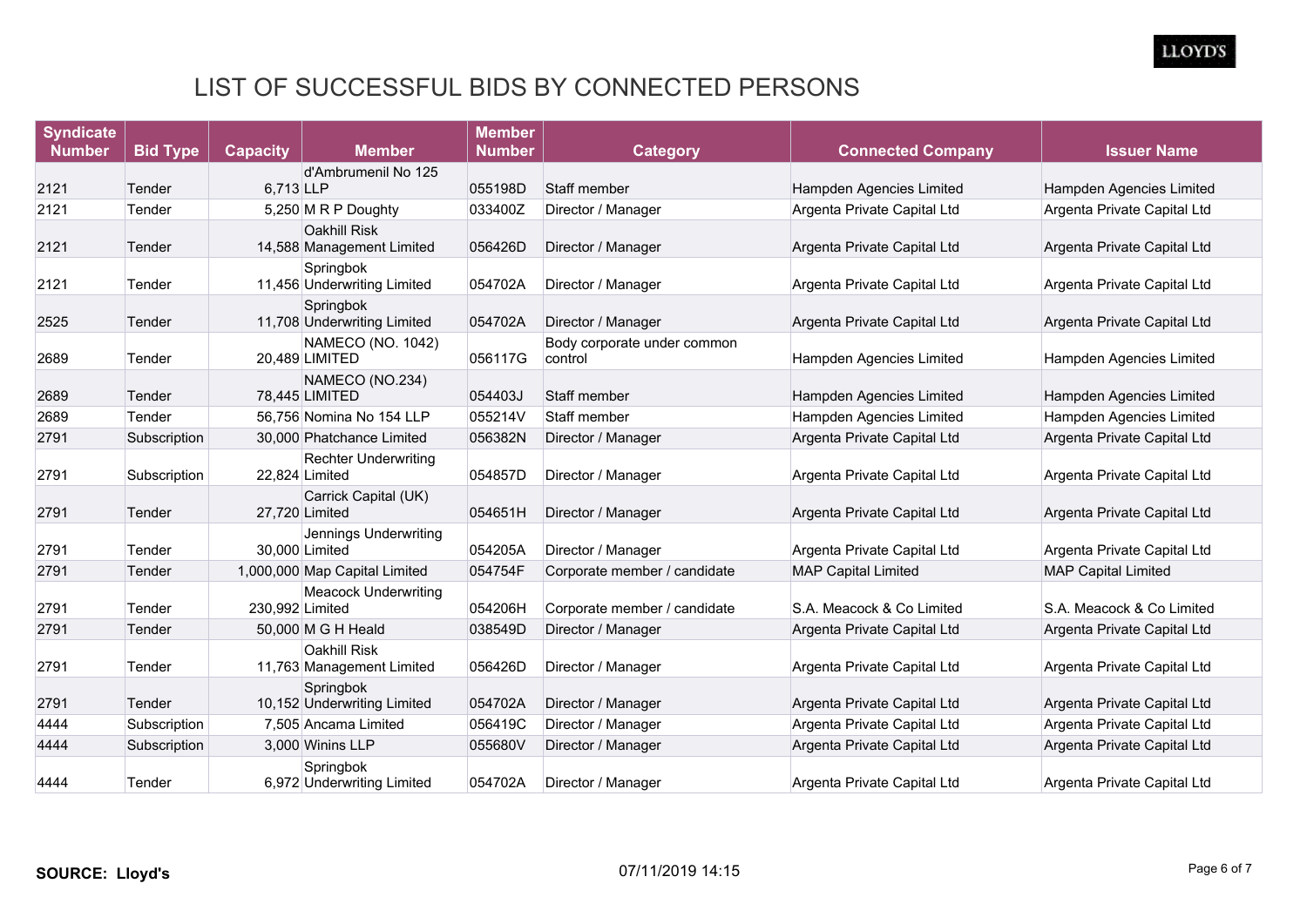# LIST OF SUCCESSFUL BIDS BY CONNECTED PERSONS

| Syndicate Number | Bid Type | Capacity | Member | Member Number | Category | Connected Company | Issuer Name |
|---|---|---|---|---|---|---|---|
| 2121 | Tender | 6,713 | d'Ambrumenil No 125 LLP | 055198D | Staff member | Hampden Agencies Limited | Hampden Agencies Limited |
| 2121 | Tender | 5,250 | M R P Doughty | 033400Z | Director / Manager | Argenta Private Capital Ltd | Argenta Private Capital Ltd |
| 2121 | Tender | 14,588 | Oakhill Risk Management Limited | 056426D | Director / Manager | Argenta Private Capital Ltd | Argenta Private Capital Ltd |
| 2121 | Tender | 11,456 | Springbok Underwriting Limited | 054702A | Director / Manager | Argenta Private Capital Ltd | Argenta Private Capital Ltd |
| 2525 | Tender | 11,708 | Springbok Underwriting Limited | 054702A | Director / Manager | Argenta Private Capital Ltd | Argenta Private Capital Ltd |
| 2689 | Tender | 20,489 | NAMECO (NO. 1042) LIMITED | 056117G | Body corporate under common control | Hampden Agencies Limited | Hampden Agencies Limited |
| 2689 | Tender | 78,445 | NAMECO (NO.234) LIMITED | 054403J | Staff member | Hampden Agencies Limited | Hampden Agencies Limited |
| 2689 | Tender | 56,756 | Nomina No 154 LLP | 055214V | Staff member | Hampden Agencies Limited | Hampden Agencies Limited |
| 2791 | Subscription | 30,000 | Phatchance Limited | 056382N | Director / Manager | Argenta Private Capital Ltd | Argenta Private Capital Ltd |
| 2791 | Subscription | 22,824 | Rechter Underwriting Limited | 054857D | Director / Manager | Argenta Private Capital Ltd | Argenta Private Capital Ltd |
| 2791 | Tender | 27,720 | Carrick Capital (UK) Limited | 054651H | Director / Manager | Argenta Private Capital Ltd | Argenta Private Capital Ltd |
| 2791 | Tender | 30,000 | Jennings Underwriting Limited | 054205A | Director / Manager | Argenta Private Capital Ltd | Argenta Private Capital Ltd |
| 2791 | Tender | 1,000,000 | Map Capital Limited | 054754F | Corporate member / candidate | MAP Capital Limited | MAP Capital Limited |
| 2791 | Tender | 230,992 | Meacock Underwriting Limited | 054206H | Corporate member / candidate | S.A. Meacock & Co Limited | S.A. Meacock & Co Limited |
| 2791 | Tender | 50,000 | M G H Heald | 038549D | Director / Manager | Argenta Private Capital Ltd | Argenta Private Capital Ltd |
| 2791 | Tender | 11,763 | Oakhill Risk Management Limited | 056426D | Director / Manager | Argenta Private Capital Ltd | Argenta Private Capital Ltd |
| 2791 | Tender | 10,152 | Springbok Underwriting Limited | 054702A | Director / Manager | Argenta Private Capital Ltd | Argenta Private Capital Ltd |
| 4444 | Subscription | 7,505 | Ancama Limited | 056419C | Director / Manager | Argenta Private Capital Ltd | Argenta Private Capital Ltd |
| 4444 | Subscription | 3,000 | Winins LLP | 055680V | Director / Manager | Argenta Private Capital Ltd | Argenta Private Capital Ltd |
| 4444 | Tender | 6,972 | Springbok Underwriting Limited | 054702A | Director / Manager | Argenta Private Capital Ltd | Argenta Private Capital Ltd |

**SOURCE: Lloyd's**

07/11/2019 14:15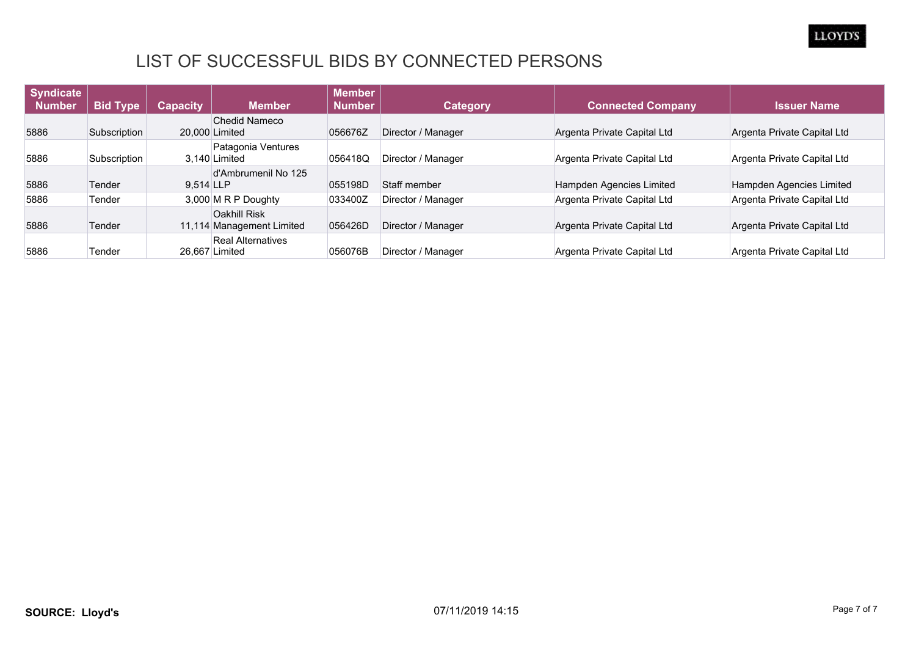# LIST OF SUCCESSFUL BIDS BY CONNECTED PERSONS

| Syndicate Number | Bid Type | Capacity | Member | Member Number | Category | Connected Company | Issuer Name |
|---|---|---|---|---|---|---|---|
| 5886 | Subscription | 20,000 | Chedid Nameco Limited | 056676Z | Director / Manager | Argenta Private Capital Ltd | Argenta Private Capital Ltd |
| 5886 | Subscription | 3,140 | Patagonia Ventures Limited | 056418Q | Director / Manager | Argenta Private Capital Ltd | Argenta Private Capital Ltd |
| 5886 | Tender | 9,514 | d'Ambrumenil No 125 LLP | 055198D | Staff member | Hampden Agencies Limited | Hampden Agencies Limited |
| 5886 | Tender | 3,000 | M R P Doughty | 033400Z | Director / Manager | Argenta Private Capital Ltd | Argenta Private Capital Ltd |
| 5886 | Tender | 11,114 | Oakhill Risk Management Limited | 056426D | Director / Manager | Argenta Private Capital Ltd | Argenta Private Capital Ltd |
| 5886 | Tender | 26,667 | Real Alternatives Limited | 056076B | Director / Manager | Argenta Private Capital Ltd | Argenta Private Capital Ltd |

**SOURCE: Lloyd's**

07/11/2019 14:15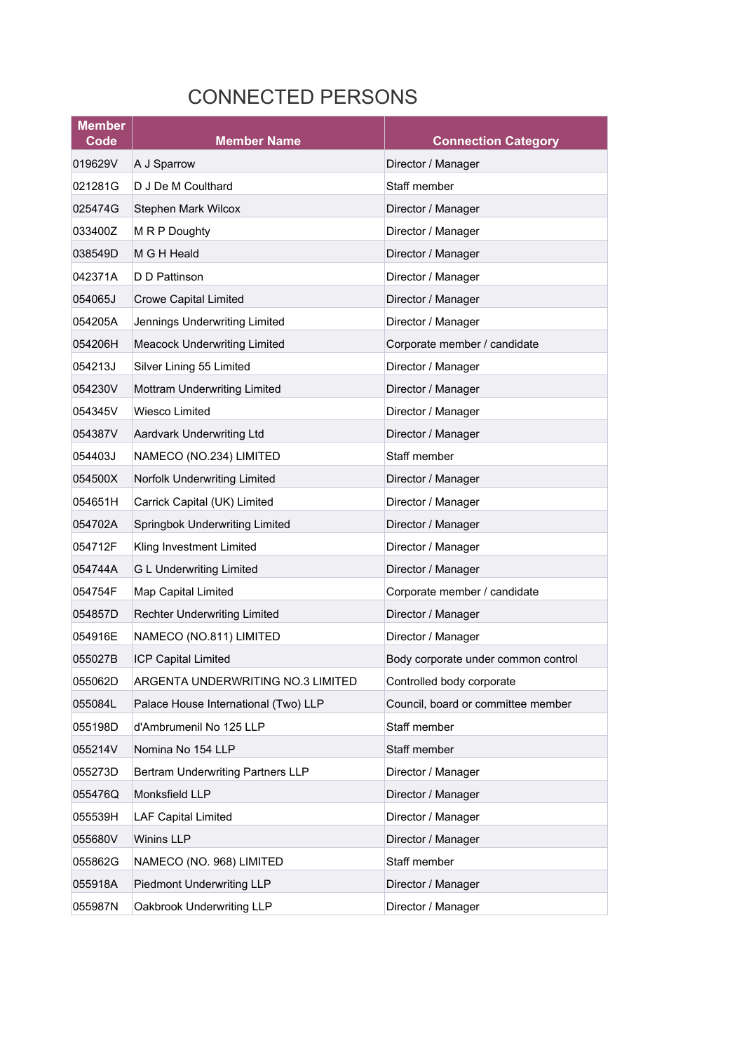# CONNECTED PERSONS

| Member Code | Member Name | Connection Category |
|---|---|---|
| 019629V | A J Sparrow | Director / Manager |
| 021281G | D J De M Coulthard | Staff member |
| 025474G | Stephen Mark Wilcox | Director / Manager |
| 033400Z | M R P Doughty | Director / Manager |
| 038549D | M G H Heald | Director / Manager |
| 042371A | D D Pattinson | Director / Manager |
| 054065J | Crowe Capital Limited | Director / Manager |
| 054205A | Jennings Underwriting Limited | Director / Manager |
| 054206H | Meacock Underwriting Limited | Corporate member / candidate |
| 054213J | Silver Lining 55 Limited | Director / Manager |
| 054230V | Mottram Underwriting Limited | Director / Manager |
| 054345V | Wiesco Limited | Director / Manager |
| 054387V | Aardvark Underwriting Ltd | Director / Manager |
| 054403J | NAMECO (NO.234) LIMITED | Staff member |
| 054500X | Norfolk Underwriting Limited | Director / Manager |
| 054651H | Carrick Capital (UK) Limited | Director / Manager |
| 054702A | Springbok Underwriting Limited | Director / Manager |
| 054712F | Kling Investment Limited | Director / Manager |
| 054744A | G L Underwriting Limited | Director / Manager |
| 054754F | Map Capital Limited | Corporate member / candidate |
| 054857D | Rechter Underwriting Limited | Director / Manager |
| 054916E | NAMECO (NO.811) LIMITED | Director / Manager |
| 055027B | ICP Capital Limited | Body corporate under common control |
| 055062D | ARGENTA UNDERWRITING NO.3 LIMITED | Controlled body corporate |
| 055084L | Palace House International (Two) LLP | Council, board or committee member |
| 055198D | d'Ambrumenil No 125 LLP | Staff member |
| 055214V | Nomina No 154 LLP | Staff member |
| 055273D | Bertram Underwriting Partners LLP | Director / Manager |
| 055476Q | Monksfield LLP | Director / Manager |
| 055539H | LAF Capital Limited | Director / Manager |
| 055680V | Winins LLP | Director / Manager |
| 055862G | NAMECO (NO. 968) LIMITED | Staff member |
| 055918A | Piedmont Underwriting LLP | Director / Manager |
| 055987N | Oakbrook Underwriting LLP | Director / Manager |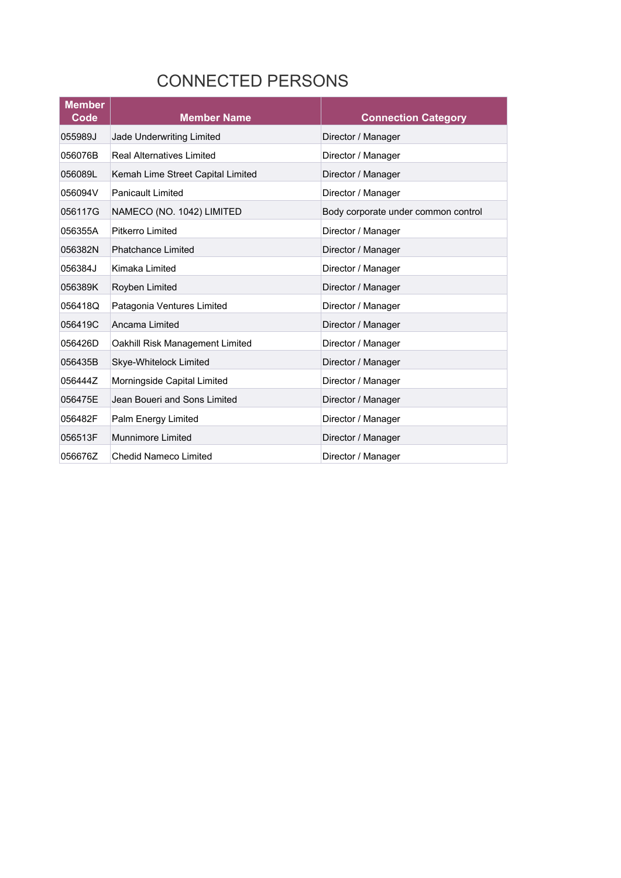# CONNECTED PERSONS

| Member Code | Member Name | Connection Category |
|---|---|---|
| 055989J | Jade Underwriting Limited | Director / Manager |
| 056076B | Real Alternatives Limited | Director / Manager |
| 056089L | Kemah Lime Street Capital Limited | Director / Manager |
| 056094V | Panicault Limited | Director / Manager |
| 056117G | NAMECO (NO. 1042) LIMITED | Body corporate under common control |
| 056355A | Pitkerro Limited | Director / Manager |
| 056382N | Phatchance Limited | Director / Manager |
| 056384J | Kimaka Limited | Director / Manager |
| 056389K | Royben Limited | Director / Manager |
| 056418Q | Patagonia Ventures Limited | Director / Manager |
| 056419C | Ancama Limited | Director / Manager |
| 056426D | Oakhill Risk Management Limited | Director / Manager |
| 056435B | Skye-Whitelock Limited | Director / Manager |
| 056444Z | Morningside Capital Limited | Director / Manager |
| 056475E | Jean Boueri and Sons Limited | Director / Manager |
| 056482F | Palm Energy Limited | Director / Manager |
| 056513F | Munnimore Limited | Director / Manager |
| 056676Z | Chedid Nameco Limited | Director / Manager |